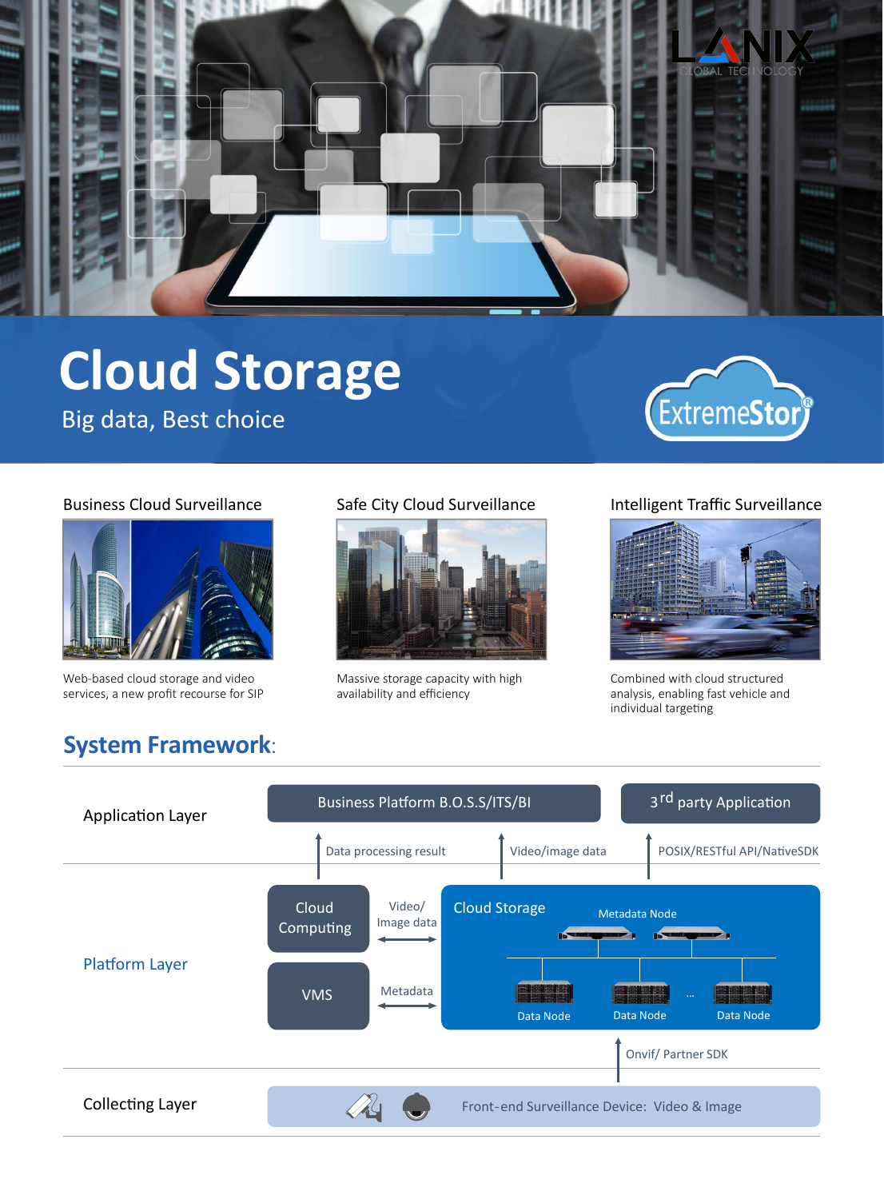LANIX GLOBAL TECHNOLOGY

# Cloud Storage

Big data, Best choice

ExtremeStor®

### Business Cloud Surveillance

Web-based cloud storage and video services, a new profit recourse for SIP

### Safe City Cloud Surveillance

Massive storage capacity with high availability and efficiency

### Intelligent Traffic Surveillance

Combined with cloud structured analysis, enabling fast vehicle and individual targeting

## System Framework:

**Application Layer**

- Business Platform B.O.S.S/ITS/BI
- 3rd party Application
- Data processing result
- Video/image data
- POSIX/RESTful API/NativeSDK

**Platform Layer**

- Cloud Computing
- VMS
- Video/ Image data
- Metadata
- Cloud Storage
  - Metadata Node
  - Data Node
  - Data Node
  - ...
  - Data Node
- Onvif/ Partner SDK

**Collecting Layer**

- Front-end Surveillance Device: Video & Image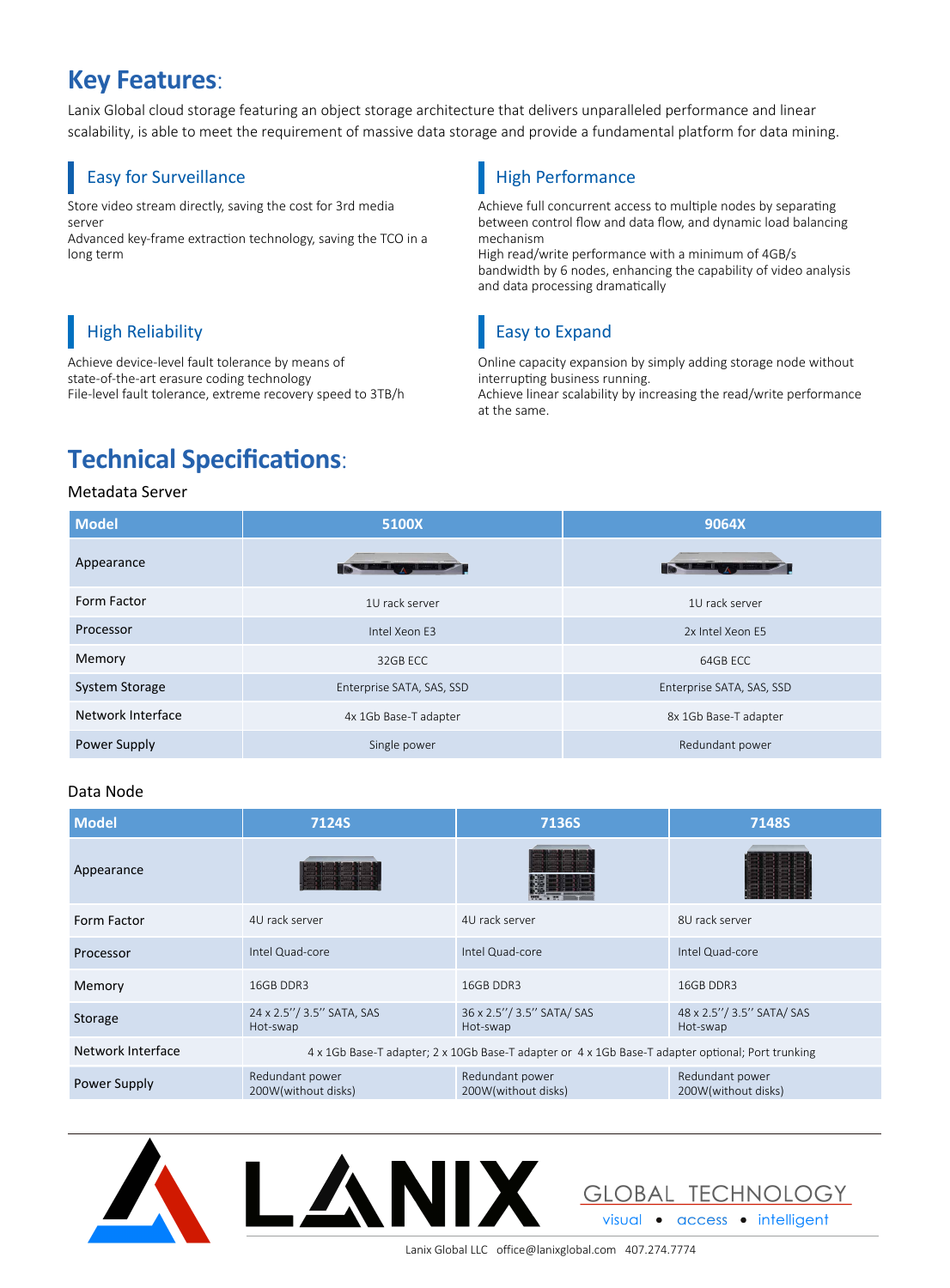## Key Features:

Lanix Global cloud storage featuring an object storage architecture that delivers unparalleled performance and linear scalability, is able to meet the requirement of massive data storage and provide a fundamental platform for data mining.

### Easy for Surveillance

Store video stream directly, saving the cost for 3rd media server
Advanced key-frame extraction technology, saving the TCO in a long term

### High Performance

Achieve full concurrent access to multiple nodes by separating between control flow and data flow, and dynamic load balancing mechanism
High read/write performance with a minimum of 4GB/s bandwidth by 6 nodes, enhancing the capability of video analysis and data processing dramatically

### High Reliability

Achieve device-level fault tolerance by means of state-of-the-art erasure coding technology
File-level fault tolerance, extreme recovery speed to 3TB/h

### Easy to Expand

Online capacity expansion by simply adding storage node without interrupting business running.
Achieve linear scalability by increasing the read/write performance at the same.

## Technical Specifications:

Metadata Server

| Model | 5100X | 9064X |
|---|---|---|
| Appearance | | |
| Form Factor | 1U rack server | 1U rack server |
| Processor | Intel Xeon E3 | 2x Intel Xeon E5 |
| Memory | 32GB ECC | 64GB ECC |
| System Storage | Enterprise SATA, SAS, SSD | Enterprise SATA, SAS, SSD |
| Network Interface | 4x 1Gb Base-T adapter | 8x 1Gb Base-T adapter |
| Power Supply | Single power | Redundant power |

Data Node

| Model | 7124S | 7136S | 7148S |
|---|---|---|---|
| Appearance | | | |
| Form Factor | 4U rack server | 4U rack server | 8U rack server |
| Processor | Intel Quad-core | Intel Quad-core | Intel Quad-core |
| Memory | 16GB DDR3 | 16GB DDR3 | 16GB DDR3 |
| Storage | 24 x 2.5''/ 3.5'' SATA, SAS Hot-swap | 36 x 2.5''/ 3.5'' SATA/ SAS Hot-swap | 48 x 2.5''/ 3.5'' SATA/ SAS Hot-swap |
| Network Interface | 4 x 1Gb Base-T adapter; 2 x 10Gb Base-T adapter or 4 x 1Gb Base-T adapter optional; Port trunking | | |
| Power Supply | Redundant power 200W(without disks) | Redundant power 200W(without disks) | Redundant power 200W(without disks) |

LANIX GLOBAL TECHNOLOGY
visual • access • intelligent

Lanix Global LLC office@lanixglobal.com 407.274.7774